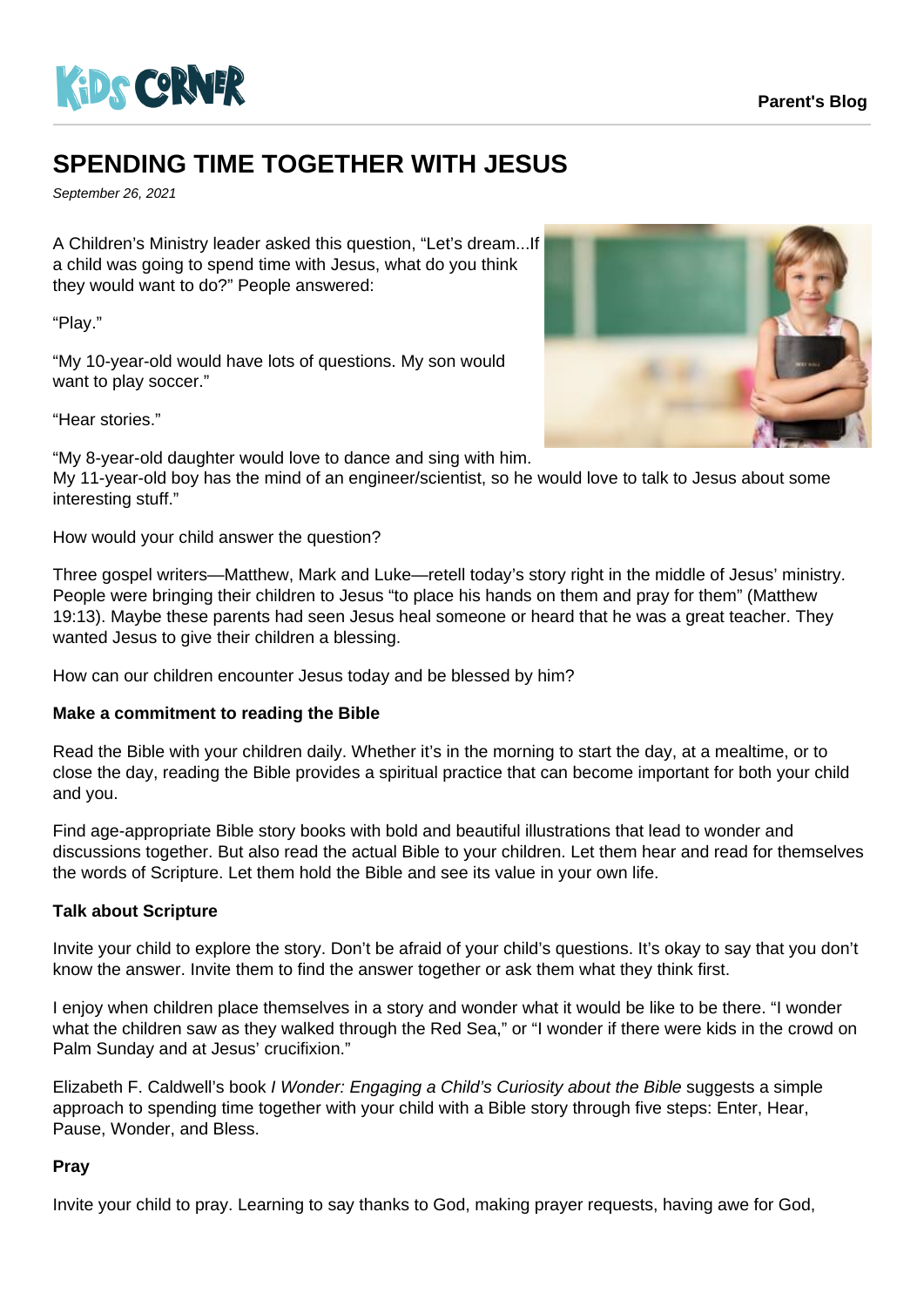# SPENDING TIME TOGETHER WITH JESUS

*September 26, 2021*

A Children's Ministry leader asked this question, "Let's dream...If a child was going to spend time with Jesus, what do you think they would want to do?" People answered:

"Play."

"My 10-year-old would have lots of questions. My son would want to play soccer."

"Hear stories."

"My 8-year-old daughter would love to dance and sing with him.
My 11-year-old boy has the mind of an engineer/scientist, so he would love to talk to Jesus about some interesting stuff."

How would your child answer the question?

Three gospel writers—Matthew, Mark and Luke—retell today's story right in the middle of Jesus' ministry. People were bringing their children to Jesus "to place his hands on them and pray for them" (Matthew 19:13). Maybe these parents had seen Jesus heal someone or heard that he was a great teacher. They wanted Jesus to give their children a blessing.

How can our children encounter Jesus today and be blessed by him?

**Make a commitment to reading the Bible**

Read the Bible with your children daily. Whether it's in the morning to start the day, at a mealtime, or to close the day, reading the Bible provides a spiritual practice that can become important for both your child and you.

Find age-appropriate Bible story books with bold and beautiful illustrations that lead to wonder and discussions together. But also read the actual Bible to your children. Let them hear and read for themselves the words of Scripture. Let them hold the Bible and see its value in your own life.

**Talk about Scripture**

Invite your child to explore the story. Don't be afraid of your child's questions. It's okay to say that you don't know the answer. Invite them to find the answer together or ask them what they think first.

I enjoy when children place themselves in a story and wonder what it would be like to be there. "I wonder what the children saw as they walked through the Red Sea," or "I wonder if there were kids in the crowd on Palm Sunday and at Jesus' crucifixion."

Elizabeth F. Caldwell's book *I Wonder: Engaging a Child's Curiosity about the Bible* suggests a simple approach to spending time together with your child with a Bible story through five steps: Enter, Hear, Pause, Wonder, and Bless.

**Pray**

Invite your child to pray. Learning to say thanks to God, making prayer requests, having awe for God,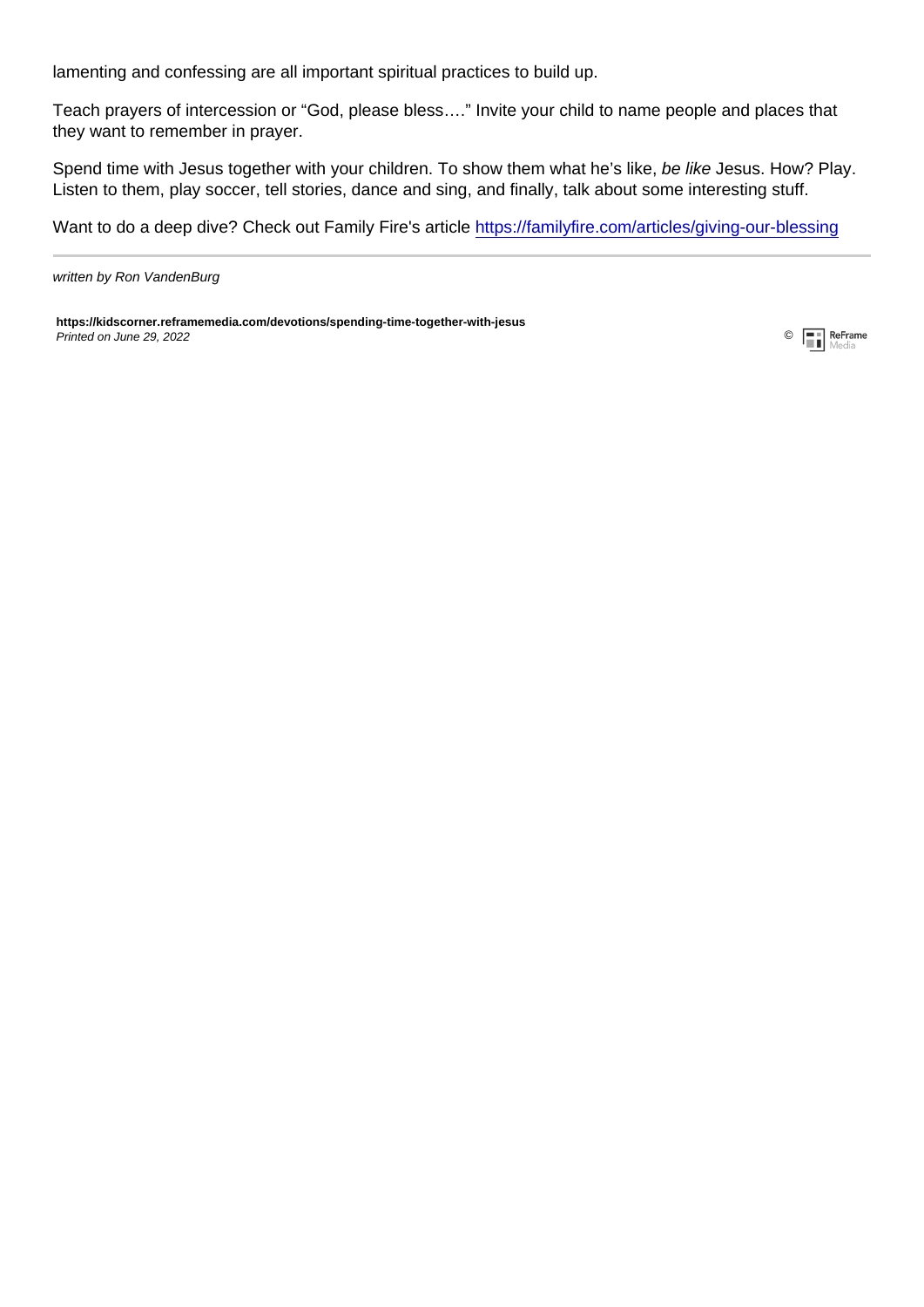lamenting and confessing are all important spiritual practices to build up.

Teach prayers of intercession or “God, please bless….” Invite your child to name people and places that they want to remember in prayer.

Spend time with Jesus together with your children. To show them what he’s like, *be like* Jesus. How? Play. Listen to them, play soccer, tell stories, dance and sing, and finally, talk about some interesting stuff.

Want to do a deep dive? Check out Family Fire's article [https://familyfire.com/articles/giving-our-blessing](https://familyfire.com/articles/giving-our-blessing)

---

*written by Ron VandenBurg*

**https://kidscorner.reframemedia.com/devotions/spending-time-together-with-jesus**
*Printed on June 29, 2022*

© ReFrame Media